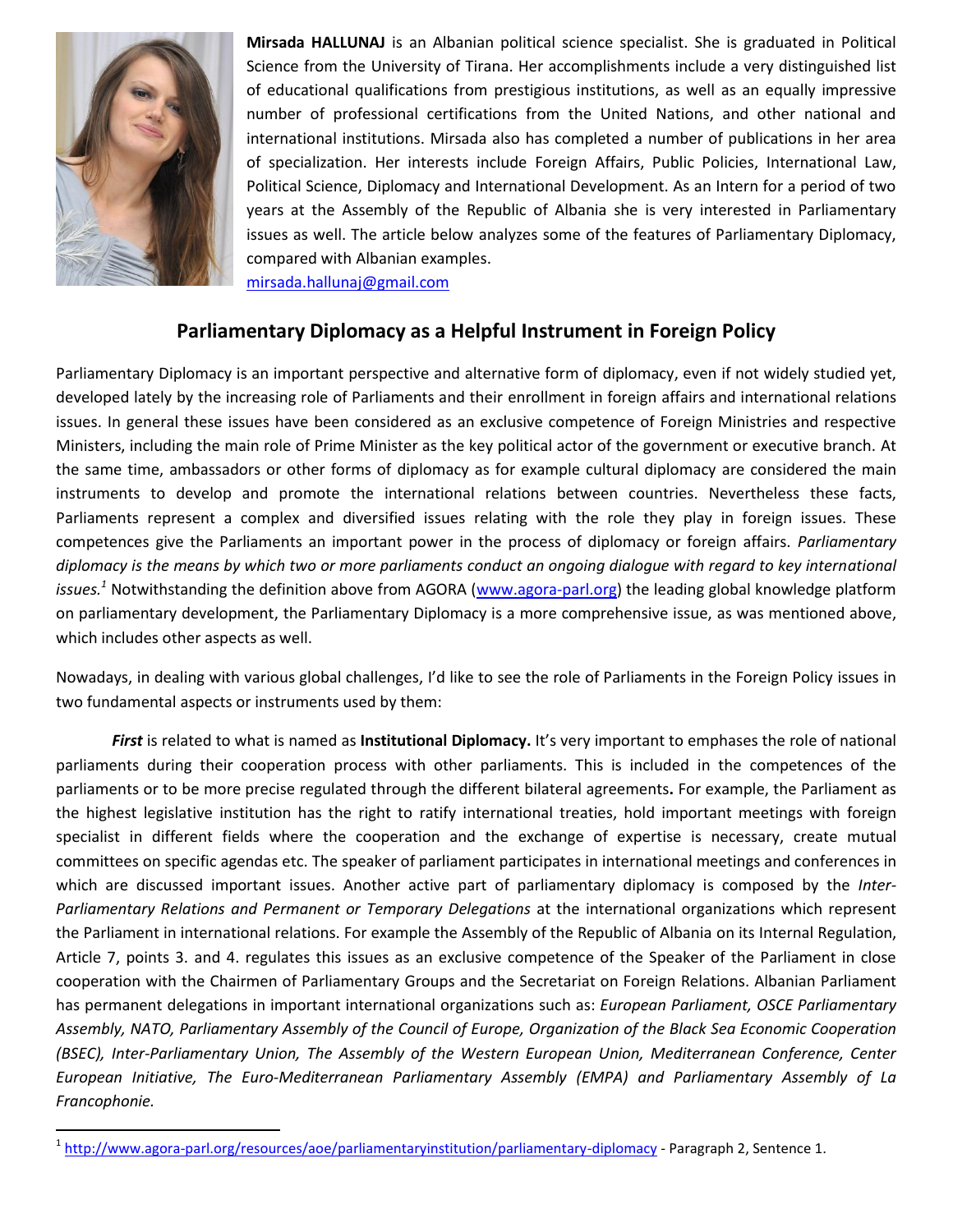**Mirsada HALLUNAJ** is an Albanian political science specialist. She is graduated in Political Science from the University of Tirana. Her accomplishments include a very distinguished list of educational qualifications from prestigious institutions, as well as an equally impressive number of professional certifications from the United Nations, and other national and international institutions. Mirsada also has completed a number of publications in her area of specialization. Her interests include Foreign Affairs, Public Policies, International Law, Political Science, Diplomacy and International Development. As an Intern for a period of two years at the Assembly of the Republic of Albania she is very interested in Parliamentary issues as well. The article below analyzes some of the features of Parliamentary Diplomacy, compared with Albanian examples.
mirsada.hallunaj@gmail.com

## Parliamentary Diplomacy as a Helpful Instrument in Foreign Policy

Parliamentary Diplomacy is an important perspective and alternative form of diplomacy, even if not widely studied yet, developed lately by the increasing role of Parliaments and their enrollment in foreign affairs and international relations issues. In general these issues have been considered as an exclusive competence of Foreign Ministries and respective Ministers, including the main role of Prime Minister as the key political actor of the government or executive branch. At the same time, ambassadors or other forms of diplomacy as for example cultural diplomacy are considered the main instruments to develop and promote the international relations between countries. Nevertheless these facts, Parliaments represent a complex and diversified issues relating with the role they play in foreign issues. These competences give the Parliaments an important power in the process of diplomacy or foreign affairs. *Parliamentary diplomacy is the means by which two or more parliaments conduct an ongoing dialogue with regard to key international issues.*[1] Notwithstanding the definition above from AGORA (www.agora-parl.org) the leading global knowledge platform on parliamentary development, the Parliamentary Diplomacy is a more comprehensive issue, as was mentioned above, which includes other aspects as well.

Nowadays, in dealing with various global challenges, I'd like to see the role of Parliaments in the Foreign Policy issues in two fundamental aspects or instruments used by them:

***First*** is related to what is named as **Institutional Diplomacy.** It's very important to emphases the role of national parliaments during their cooperation process with other parliaments. This is included in the competences of the parliaments or to be more precise regulated through the different bilateral agreements**.** For example, the Parliament as the highest legislative institution has the right to ratify international treaties, hold important meetings with foreign specialist in different fields where the cooperation and the exchange of expertise is necessary, create mutual committees on specific agendas etc. The speaker of parliament participates in international meetings and conferences in which are discussed important issues. Another active part of parliamentary diplomacy is composed by the *Inter-Parliamentary Relations and Permanent or Temporary Delegations* at the international organizations which represent the Parliament in international relations. For example the Assembly of the Republic of Albania on its Internal Regulation, Article 7, points 3. and 4. regulates this issues as an exclusive competence of the Speaker of the Parliament in close cooperation with the Chairmen of Parliamentary Groups and the Secretariat on Foreign Relations. Albanian Parliament has permanent delegations in important international organizations such as: *European Parliament, OSCE Parliamentary Assembly, NATO, Parliamentary Assembly of the Council of Europe, Organization of the Black Sea Economic Cooperation (BSEC), Inter-Parliamentary Union, The Assembly of the Western European Union, Mediterranean Conference, Center European Initiative, The Euro-Mediterranean Parliamentary Assembly (EMPA) and Parliamentary Assembly of La Francophonie.*

---

[1] http://www.agora-parl.org/resources/aoe/parliamentaryinstitution/parliamentary-diplomacy - Paragraph 2, Sentence 1.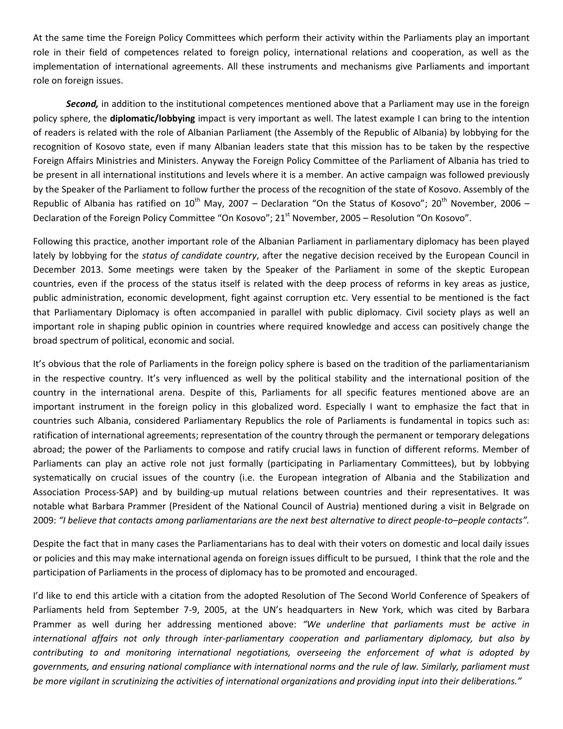At the same time the Foreign Policy Committees which perform their activity within the Parliaments play an important role in their field of competences related to foreign policy, international relations and cooperation, as well as the implementation of international agreements. All these instruments and mechanisms give Parliaments and important role on foreign issues.

***Second,*** in addition to the institutional competences mentioned above that a Parliament may use in the foreign policy sphere, the **diplomatic/lobbying** impact is very important as well. The latest example I can bring to the intention of readers is related with the role of Albanian Parliament (the Assembly of the Republic of Albania) by lobbying for the recognition of Kosovo state, even if many Albanian leaders state that this mission has to be taken by the respective Foreign Affairs Ministries and Ministers. Anyway the Foreign Policy Committee of the Parliament of Albania has tried to be present in all international institutions and levels where it is a member. An active campaign was followed previously by the Speaker of the Parliament to follow further the process of the recognition of the state of Kosovo. Assembly of the Republic of Albania has ratified on 10th May, 2007 – Declaration "On the Status of Kosovo"; 20th November, 2006 – Declaration of the Foreign Policy Committee "On Kosovo"; 21st November, 2005 – Resolution "On Kosovo".

Following this practice, another important role of the Albanian Parliament in parliamentary diplomacy has been played lately by lobbying for the *status of candidate country*, after the negative decision received by the European Council in December 2013. Some meetings were taken by the Speaker of the Parliament in some of the skeptic European countries, even if the process of the status itself is related with the deep process of reforms in key areas as justice, public administration, economic development, fight against corruption etc. Very essential to be mentioned is the fact that Parliamentary Diplomacy is often accompanied in parallel with public diplomacy. Civil society plays as well an important role in shaping public opinion in countries where required knowledge and access can positively change the broad spectrum of political, economic and social.

It's obvious that the role of Parliaments in the foreign policy sphere is based on the tradition of the parliamentarianism in the respective country. It's very influenced as well by the political stability and the international position of the country in the international arena. Despite of this, Parliaments for all specific features mentioned above are an important instrument in the foreign policy in this globalized word. Especially I want to emphasize the fact that in countries such Albania, considered Parliamentary Republics the role of Parliaments is fundamental in topics such as: ratification of international agreements; representation of the country through the permanent or temporary delegations abroad; the power of the Parliaments to compose and ratify crucial laws in function of different reforms. Member of Parliaments can play an active role not just formally (participating in Parliamentary Committees), but by lobbying systematically on crucial issues of the country (i.e. the European integration of Albania and the Stabilization and Association Process-SAP) and by building-up mutual relations between countries and their representatives. It was notable what Barbara Prammer (President of the National Council of Austria) mentioned during a visit in Belgrade on 2009: *"I believe that contacts among parliamentarians are the next best alternative to direct people-to–people contacts".*

Despite the fact that in many cases the Parliamentarians has to deal with their voters on domestic and local daily issues or policies and this may make international agenda on foreign issues difficult to be pursued, I think that the role and the participation of Parliaments in the process of diplomacy has to be promoted and encouraged.

I'd like to end this article with a citation from the adopted Resolution of The Second World Conference of Speakers of Parliaments held from September 7-9, 2005, at the UN's headquarters in New York, which was cited by Barbara Prammer as well during her addressing mentioned above: *"We underline that parliaments must be active in international affairs not only through inter-parliamentary cooperation and parliamentary diplomacy, but also by contributing to and monitoring international negotiations, overseeing the enforcement of what is adopted by governments, and ensuring national compliance with international norms and the rule of law. Similarly, parliament must be more vigilant in scrutinizing the activities of international organizations and providing input into their deliberations."*